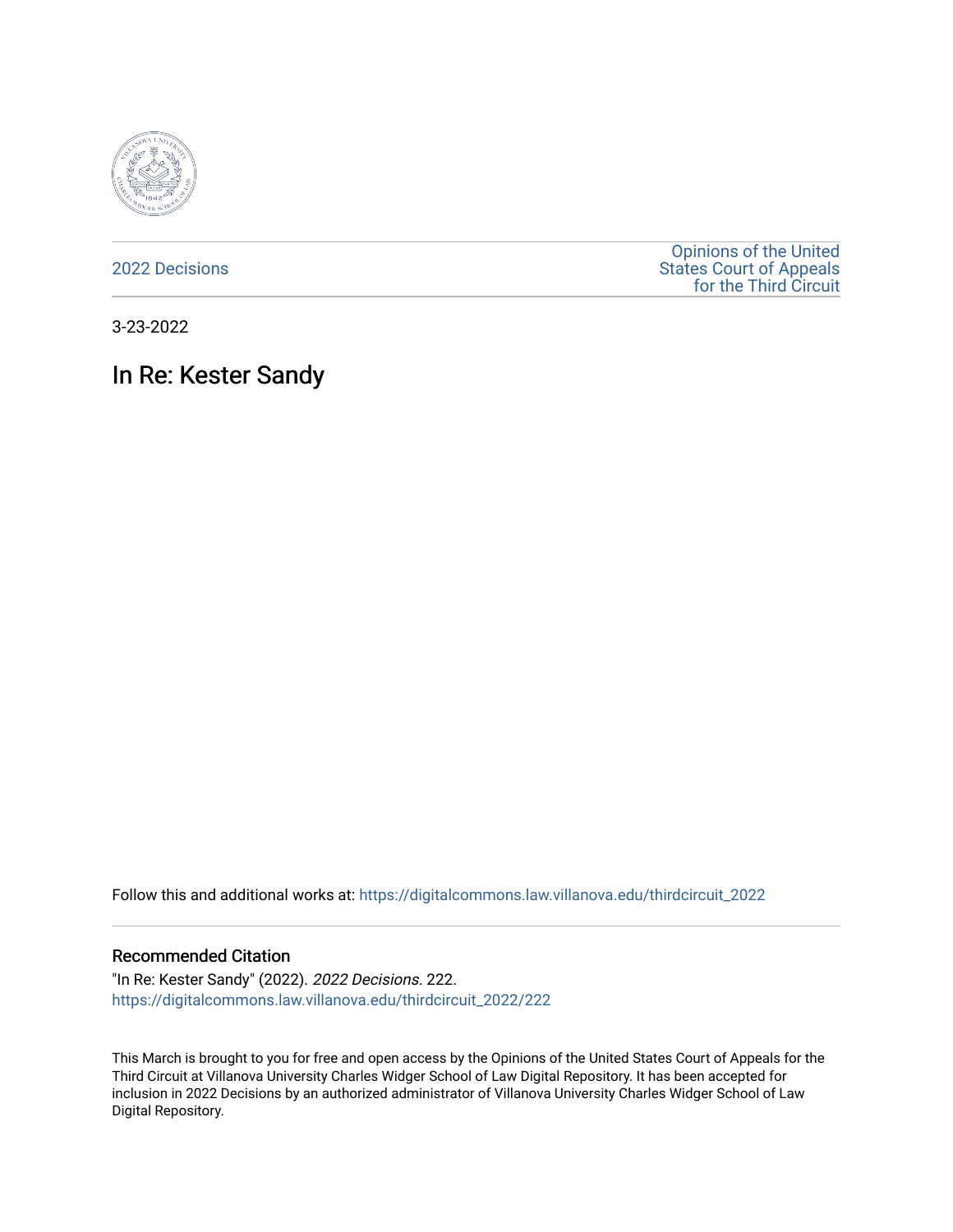2022 Decisions

Opinions of the United States Court of Appeals for the Third Circuit

3-23-2022

# In Re: Kester Sandy

Follow this and additional works at: https://digitalcommons.law.villanova.edu/thirdcircuit_2022

## Recommended Citation

"In Re: Kester Sandy" (2022). *2022 Decisions*. 222.
https://digitalcommons.law.villanova.edu/thirdcircuit_2022/222

This March is brought to you for free and open access by the Opinions of the United States Court of Appeals for the Third Circuit at Villanova University Charles Widger School of Law Digital Repository. It has been accepted for inclusion in 2022 Decisions by an authorized administrator of Villanova University Charles Widger School of Law Digital Repository.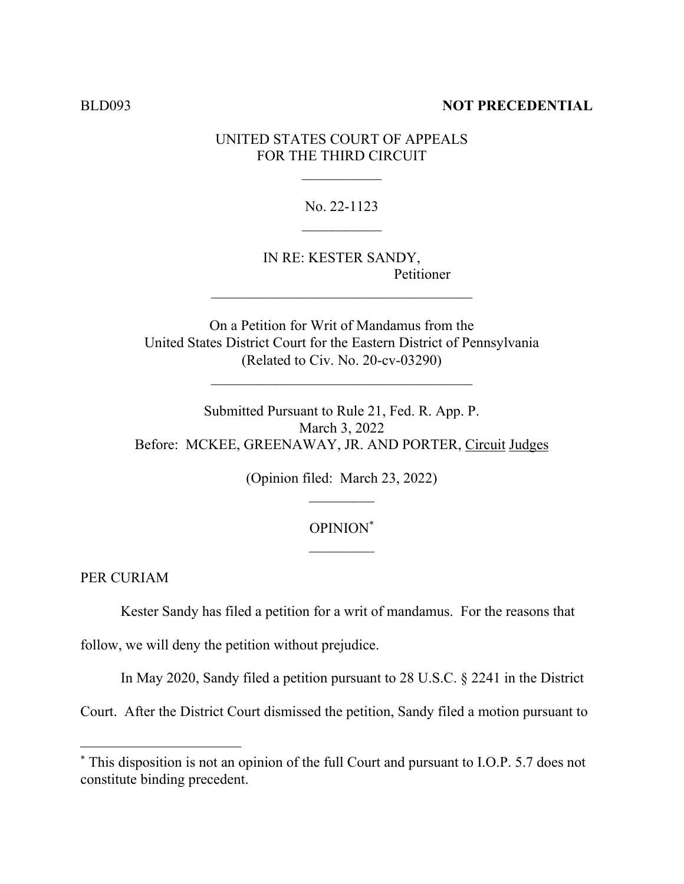BLD093 **NOT PRECEDENTIAL**

UNITED STATES COURT OF APPEALS
FOR THE THIRD CIRCUIT

No. 22-1123

IN RE: KESTER SANDY,
Petitioner

On a Petition for Writ of Mandamus from the
United States District Court for the Eastern District of Pennsylvania
(Related to Civ. No. 20-cv-03290)

Submitted Pursuant to Rule 21, Fed. R. App. P.
March 3, 2022
Before: MCKEE, GREENAWAY, JR. AND PORTER, Circuit Judges

(Opinion filed: March 23, 2022)

OPINION[*]

PER CURIAM

Kester Sandy has filed a petition for a writ of mandamus. For the reasons that follow, we will deny the petition without prejudice.

In May 2020, Sandy filed a petition pursuant to 28 U.S.C. § 2241 in the District Court. After the District Court dismissed the petition, Sandy filed a motion pursuant to

[*] This disposition is not an opinion of the full Court and pursuant to I.O.P. 5.7 does not constitute binding precedent.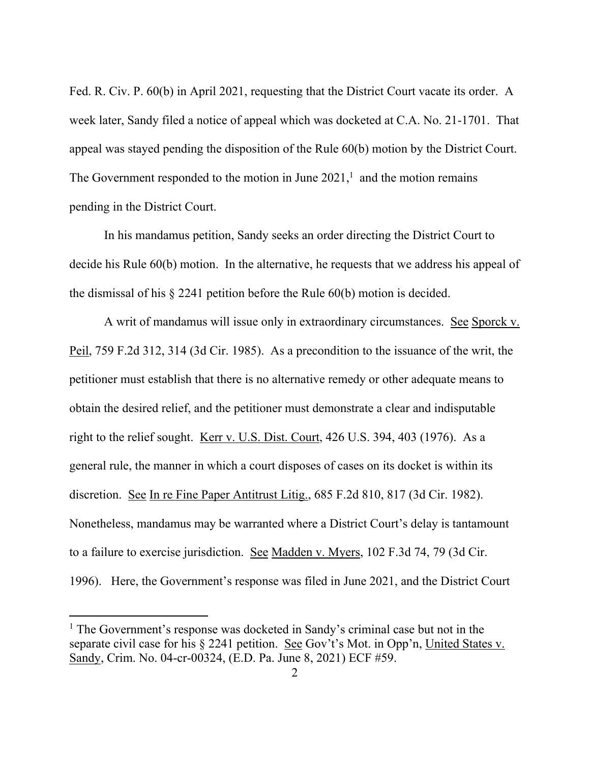Fed. R. Civ. P. 60(b) in April 2021, requesting that the District Court vacate its order. A week later, Sandy filed a notice of appeal which was docketed at C.A. No. 21-1701. That appeal was stayed pending the disposition of the Rule 60(b) motion by the District Court. The Government responded to the motion in June 2021,[1] and the motion remains pending in the District Court.

In his mandamus petition, Sandy seeks an order directing the District Court to decide his Rule 60(b) motion. In the alternative, he requests that we address his appeal of the dismissal of his § 2241 petition before the Rule 60(b) motion is decided.

A writ of mandamus will issue only in extraordinary circumstances. See Sporck v. Peil, 759 F.2d 312, 314 (3d Cir. 1985). As a precondition to the issuance of the writ, the petitioner must establish that there is no alternative remedy or other adequate means to obtain the desired relief, and the petitioner must demonstrate a clear and indisputable right to the relief sought. Kerr v. U.S. Dist. Court, 426 U.S. 394, 403 (1976). As a general rule, the manner in which a court disposes of cases on its docket is within its discretion. See In re Fine Paper Antitrust Litig., 685 F.2d 810, 817 (3d Cir. 1982). Nonetheless, mandamus may be warranted where a District Court's delay is tantamount to a failure to exercise jurisdiction. See Madden v. Myers, 102 F.3d 74, 79 (3d Cir. 1996). Here, the Government's response was filed in June 2021, and the District Court

---

[1] The Government's response was docketed in Sandy's criminal case but not in the separate civil case for his § 2241 petition. See Gov't's Mot. in Opp'n, United States v. Sandy, Crim. No. 04-cr-00324, (E.D. Pa. June 8, 2021) ECF #59.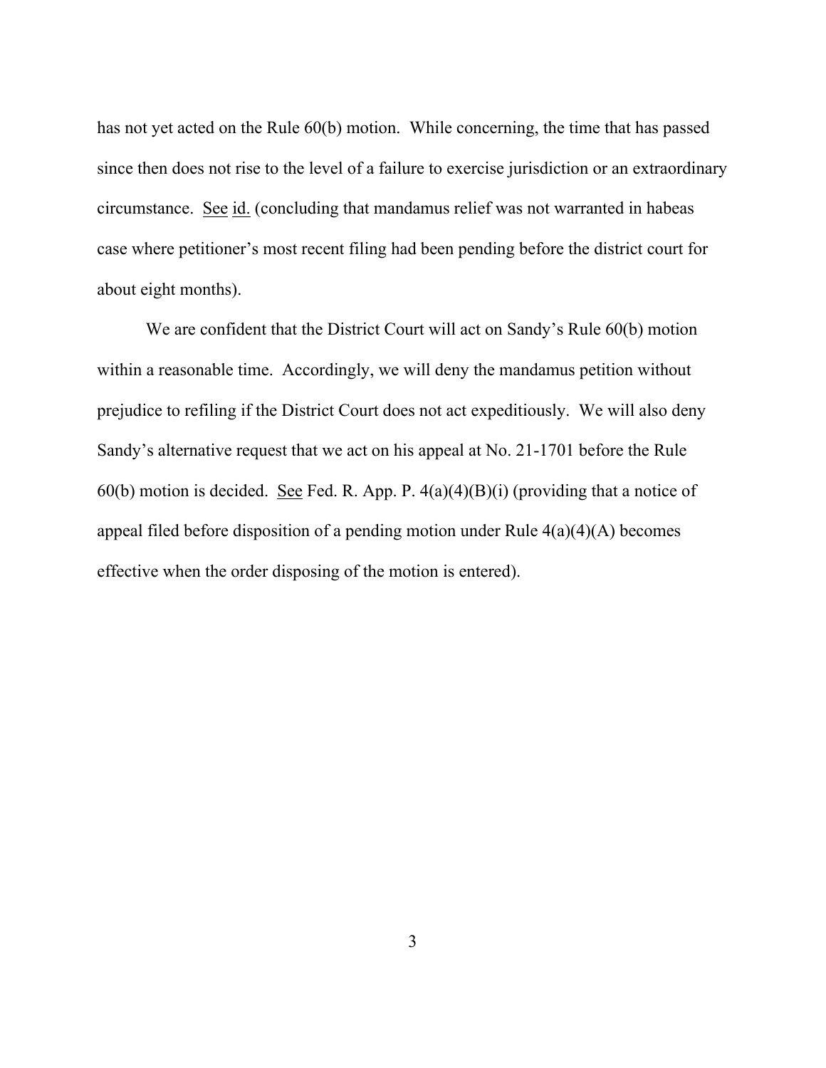has not yet acted on the Rule 60(b) motion. While concerning, the time that has passed since then does not rise to the level of a failure to exercise jurisdiction or an extraordinary circumstance. See id. (concluding that mandamus relief was not warranted in habeas case where petitioner's most recent filing had been pending before the district court for about eight months).

We are confident that the District Court will act on Sandy's Rule 60(b) motion within a reasonable time. Accordingly, we will deny the mandamus petition without prejudice to refiling if the District Court does not act expeditiously. We will also deny Sandy's alternative request that we act on his appeal at No. 21-1701 before the Rule 60(b) motion is decided. See Fed. R. App. P. 4(a)(4)(B)(i) (providing that a notice of appeal filed before disposition of a pending motion under Rule 4(a)(4)(A) becomes effective when the order disposing of the motion is entered).